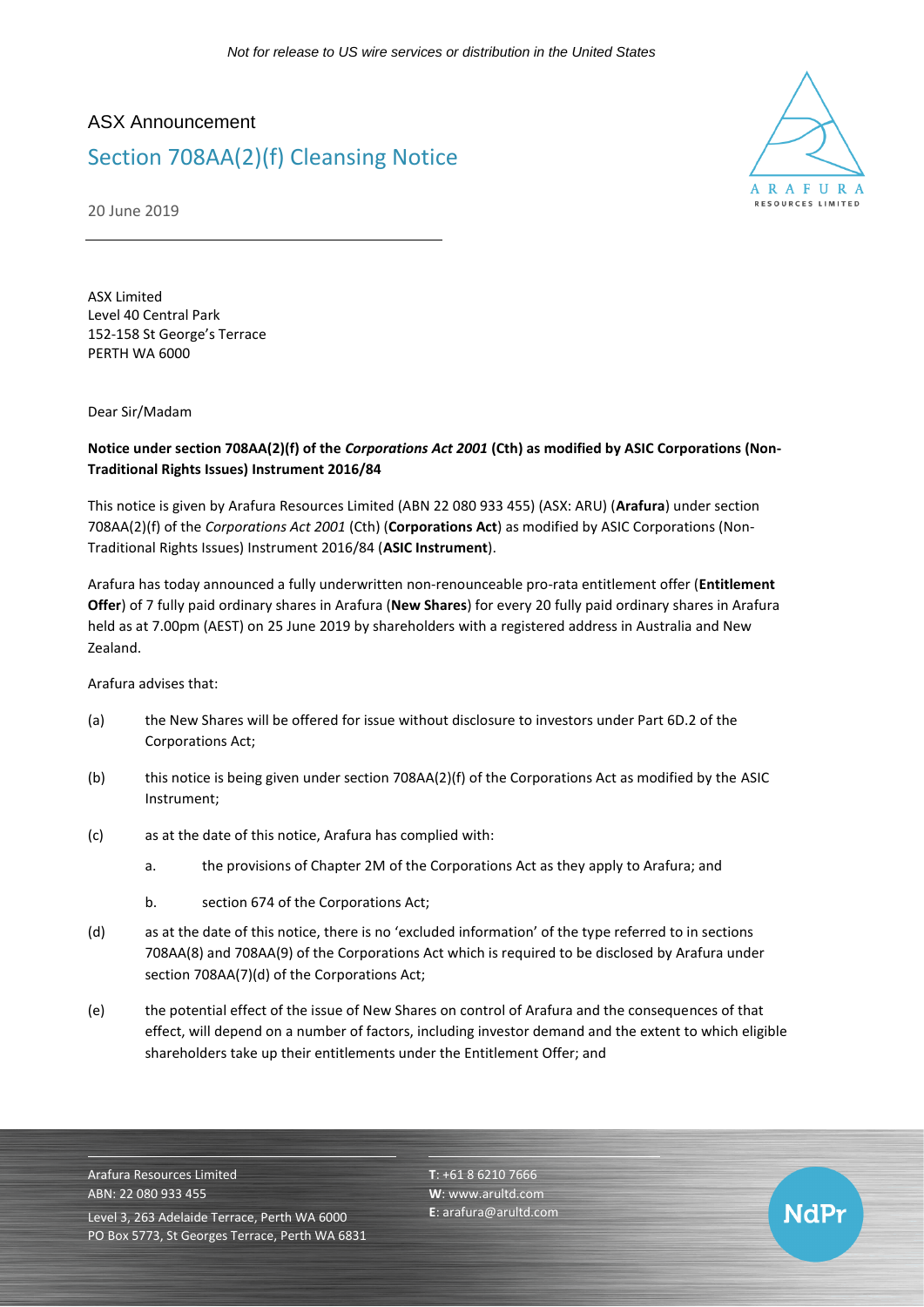*Not for release to US wire services or distribution in the United States*

ASX Announcement

# Section 708AA(2)(f) Cleansing Notice

20 June 2019

ASX Limited
Level 40 Central Park
152-158 St George's Terrace
PERTH WA 6000

Dear Sir/Madam

**Notice under section 708AA(2)(f) of the *Corporations Act 2001* (Cth) as modified by ASIC Corporations (Non-Traditional Rights Issues) Instrument 2016/84**

This notice is given by Arafura Resources Limited (ABN 22 080 933 455) (ASX: ARU) (**Arafura**) under section 708AA(2)(f) of the *Corporations Act 2001* (Cth) (**Corporations Act**) as modified by ASIC Corporations (Non-Traditional Rights Issues) Instrument 2016/84 (**ASIC Instrument**).

Arafura has today announced a fully underwritten non-renounceable pro-rata entitlement offer (**Entitlement Offer**) of 7 fully paid ordinary shares in Arafura (**New Shares**) for every 20 fully paid ordinary shares in Arafura held as at 7.00pm (AEST) on 25 June 2019 by shareholders with a registered address in Australia and New Zealand.

Arafura advises that:

(a) the New Shares will be offered for issue without disclosure to investors under Part 6D.2 of the Corporations Act;

(b) this notice is being given under section 708AA(2)(f) of the Corporations Act as modified by the ASIC Instrument;

(c) as at the date of this notice, Arafura has complied with:

  a. the provisions of Chapter 2M of the Corporations Act as they apply to Arafura; and

  b. section 674 of the Corporations Act;

(d) as at the date of this notice, there is no 'excluded information' of the type referred to in sections 708AA(8) and 708AA(9) of the Corporations Act which is required to be disclosed by Arafura under section 708AA(7)(d) of the Corporations Act;

(e) the potential effect of the issue of New Shares on control of Arafura and the consequences of that effect, will depend on a number of factors, including investor demand and the extent to which eligible shareholders take up their entitlements under the Entitlement Offer; and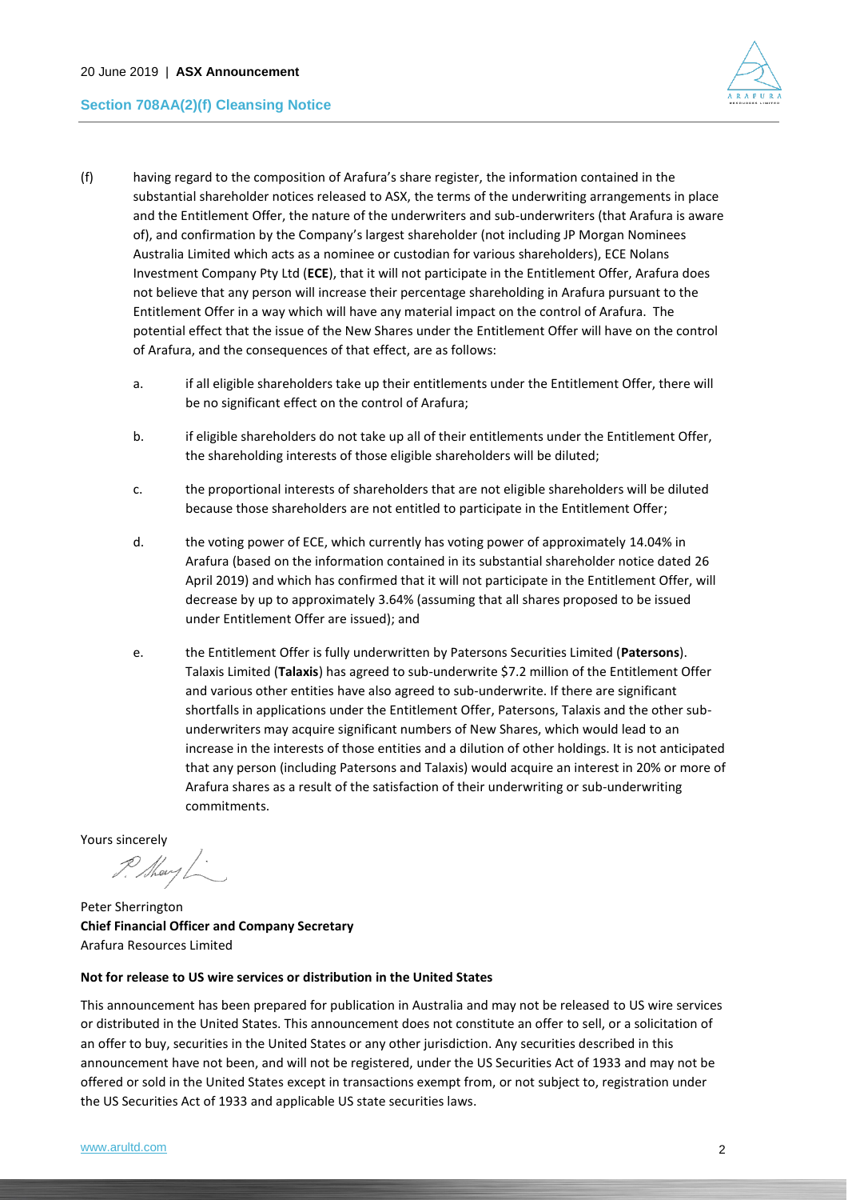(f) having regard to the composition of Arafura's share register, the information contained in the substantial shareholder notices released to ASX, the terms of the underwriting arrangements in place and the Entitlement Offer, the nature of the underwriters and sub-underwriters (that Arafura is aware of), and confirmation by the Company's largest shareholder (not including JP Morgan Nominees Australia Limited which acts as a nominee or custodian for various shareholders), ECE Nolans Investment Company Pty Ltd (**ECE**), that it will not participate in the Entitlement Offer, Arafura does not believe that any person will increase their percentage shareholding in Arafura pursuant to the Entitlement Offer in a way which will have any material impact on the control of Arafura. The potential effect that the issue of the New Shares under the Entitlement Offer will have on the control of Arafura, and the consequences of that effect, are as follows:

   a. if all eligible shareholders take up their entitlements under the Entitlement Offer, there will be no significant effect on the control of Arafura;

   b. if eligible shareholders do not take up all of their entitlements under the Entitlement Offer, the shareholding interests of those eligible shareholders will be diluted;

   c. the proportional interests of shareholders that are not eligible shareholders will be diluted because those shareholders are not entitled to participate in the Entitlement Offer;

   d. the voting power of ECE, which currently has voting power of approximately 14.04% in Arafura (based on the information contained in its substantial shareholder notice dated 26 April 2019) and which has confirmed that it will not participate in the Entitlement Offer, will decrease by up to approximately 3.64% (assuming that all shares proposed to be issued under Entitlement Offer are issued); and

   e. the Entitlement Offer is fully underwritten by Patersons Securities Limited (**Patersons**). Talaxis Limited (**Talaxis**) has agreed to sub-underwrite $7.2 million of the Entitlement Offer and various other entities have also agreed to sub-underwrite. If there are significant shortfalls in applications under the Entitlement Offer, Patersons, Talaxis and the other sub-underwriters may acquire significant numbers of New Shares, which would lead to an increase in the interests of those entities and a dilution of other holdings. It is not anticipated that any person (including Patersons and Talaxis) would acquire an interest in 20% or more of Arafura shares as a result of the satisfaction of their underwriting or sub-underwriting commitments.

Yours sincerely

Peter Sherrington
**Chief Financial Officer and Company Secretary**
Arafura Resources Limited

**Not for release to US wire services or distribution in the United States**

This announcement has been prepared for publication in Australia and may not be released to US wire services or distributed in the United States. This announcement does not constitute an offer to sell, or a solicitation of an offer to buy, securities in the United States or any other jurisdiction. Any securities described in this announcement have not been, and will not be registered, under the US Securities Act of 1933 and may not be offered or sold in the United States except in transactions exempt from, or not subject to, registration under the US Securities Act of 1933 and applicable US state securities laws.